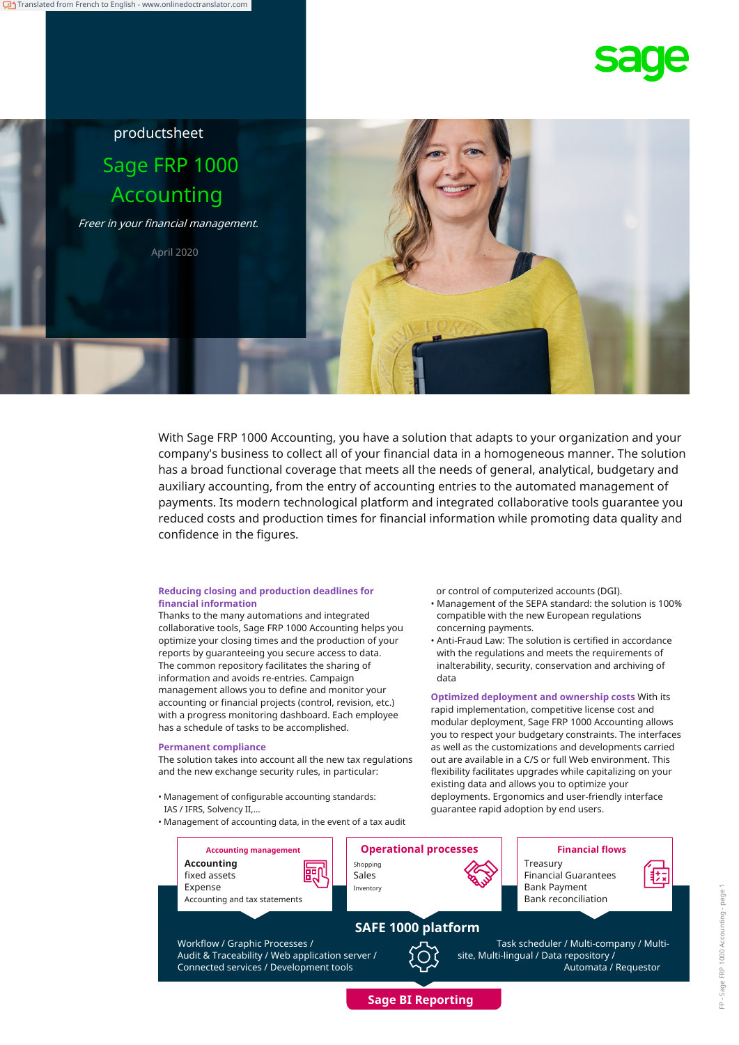productsheet

# Sage FRP 1000 Accounting

*Freer in your financial management.*

April 2020

With Sage FRP 1000 Accounting, you have a solution that adapts to your organization and your company's business to collect all of your financial data in a homogeneous manner. The solution has a broad functional coverage that meets all the needs of general, analytical, budgetary and auxiliary accounting, from the entry of accounting entries to the automated management of payments. Its modern technological platform and integrated collaborative tools guarantee you reduced costs and production times for financial information while promoting data quality and confidence in the figures.

### Reducing closing and production deadlines for financial information

Thanks to the many automations and integrated collaborative tools, Sage FRP 1000 Accounting helps you optimize your closing times and the production of your reports by guaranteeing you secure access to data. The common repository facilitates the sharing of information and avoids re-entries. Campaign management allows you to define and monitor your accounting or financial projects (control, revision, etc.) with a progress monitoring dashboard. Each employee has a schedule of tasks to be accomplished.

### Permanent compliance

The solution takes into account all the new tax regulations and the new exchange security rules, in particular:

- Management of configurable accounting standards: IAS / IFRS, Solvency II,...
- Management of accounting data, in the event of a tax audit or control of computerized accounts (DGI).
- Management of the SEPA standard: the solution is 100% compatible with the new European regulations concerning payments.
- Anti-Fraud Law: The solution is certified in accordance with the regulations and meets the requirements of inalterability, security, conservation and archiving of data

### Optimized deployment and ownership costs

With its rapid implementation, competitive license cost and modular deployment, Sage FRP 1000 Accounting allows you to respect your budgetary constraints. The interfaces as well as the customizations and developments carried out are available in a C/S or full Web environment. This flexibility facilitates upgrades while capitalizing on your existing data and allows you to optimize your deployments. Ergonomics and user-friendly interface guarantee rapid adoption by end users.

**Accounting management**
Accounting
fixed assets
Expense
Accounting and tax statements

**Operational processes**
Shopping
Sales
Inventory

**Financial flows**
Treasury
Financial Guarantees
Bank Payment
Bank reconciliation

**SAFE 1000 platform**

Workflow / Graphic Processes / Audit & Traceability / Web application server / Connected services / Development tools

Task scheduler / Multi-company / Multi-site, Multi-lingual / Data repository / Automata / Requestor

**Sage BI Reporting**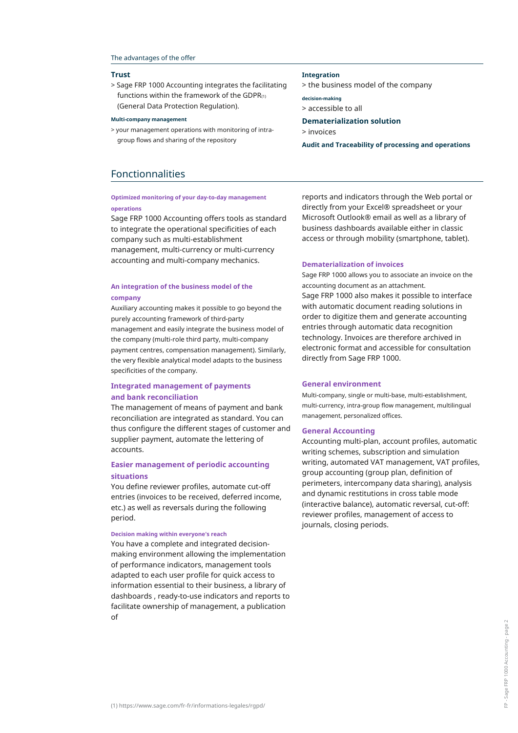The advantages of the offer

**Trust**

> Sage FRP 1000 Accounting integrates the facilitating functions within the framework of the GDPR(1) (General Data Protection Regulation).

**Multi-company management**

> your management operations with monitoring of intra-group flows and sharing of the repository

**Integration**

> the business model of the company

**decision-making**

> accessible to all

**Dematerialization solution**

> invoices

**Audit and Traceability of processing and operations**

## Fonctionnalities

### Optimized monitoring of your day-to-day management operations

Sage FRP 1000 Accounting offers tools as standard to integrate the operational specificities of each company such as multi-establishment management, multi-currency or multi-currency accounting and multi-company mechanics.

### An integration of the business model of the company

Auxiliary accounting makes it possible to go beyond the purely accounting framework of third-party management and easily integrate the business model of the company (multi-role third party, multi-company payment centres, compensation management). Similarly, the very flexible analytical model adapts to the business specificities of the company.

### Integrated management of payments and bank reconciliation

The management of means of payment and bank reconciliation are integrated as standard. You can thus configure the different stages of customer and supplier payment, automate the lettering of accounts.

### Easier management of periodic accounting situations

You define reviewer profiles, automate cut-off entries (invoices to be received, deferred income, etc.) as well as reversals during the following period.

### Decision making within everyone's reach

You have a complete and integrated decision-making environment allowing the implementation of performance indicators, management tools adapted to each user profile for quick access to information essential to their business, a library of dashboards , ready-to-use indicators and reports to facilitate ownership of management, a publication of reports and indicators through the Web portal or directly from your Excel® spreadsheet or your Microsoft Outlook® email as well as a library of business dashboards available either in classic access or through mobility (smartphone, tablet).

### Dematerialization of invoices

Sage FRP 1000 allows you to associate an invoice on the accounting document as an attachment.

Sage FRP 1000 also makes it possible to interface with automatic document reading solutions in order to digitize them and generate accounting entries through automatic data recognition technology. Invoices are therefore archived in electronic format and accessible for consultation directly from Sage FRP 1000.

### General environment

Multi-company, single or multi-base, multi-establishment, multi-currency, intra-group flow management, multilingual management, personalized offices.

### General Accounting

Accounting multi-plan, account profiles, automatic writing schemes, subscription and simulation writing, automated VAT management, VAT profiles, group accounting (group plan, definition of perimeters, intercompany data sharing), analysis and dynamic restitutions in cross table mode (interactive balance), automatic reversal, cut-off: reviewer profiles, management of access to journals, closing periods.

(1) https://www.sage.com/fr-fr/informations-legales/rgpd/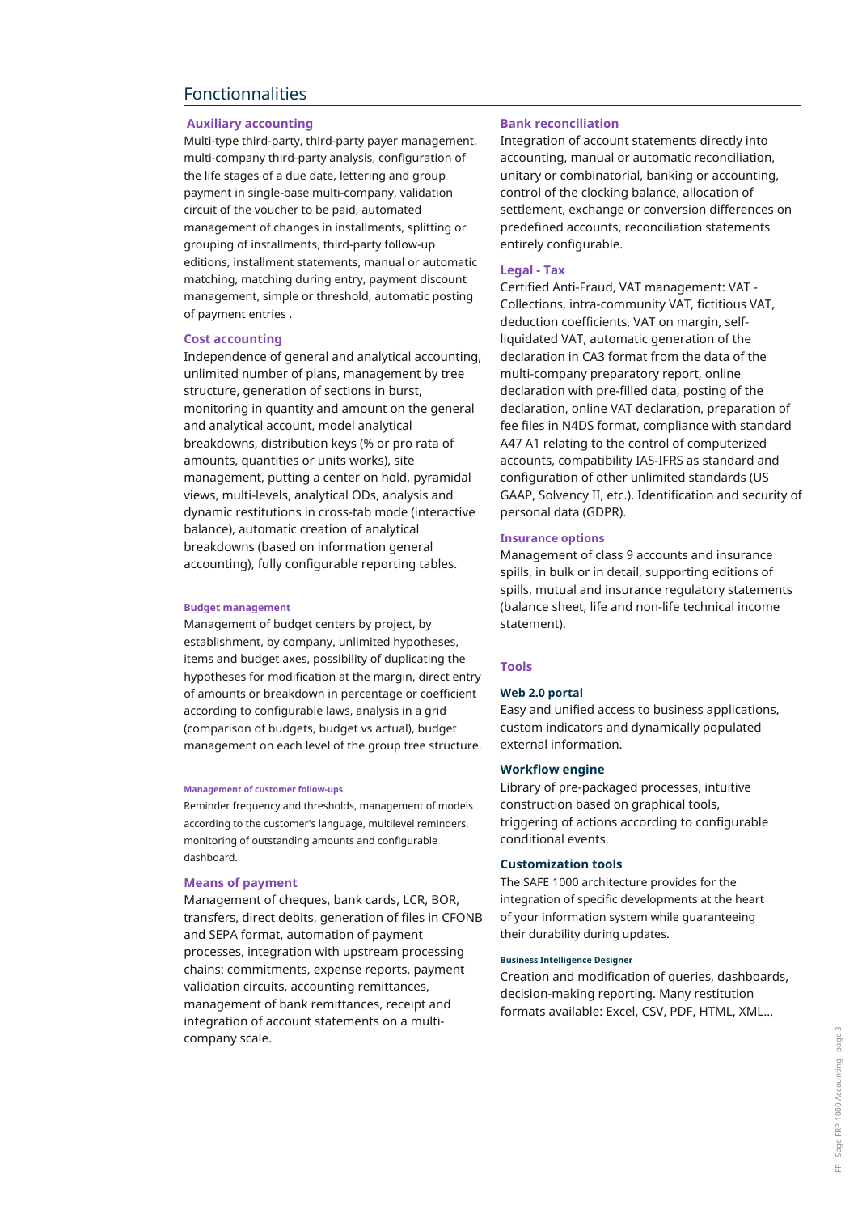## Fonctionnalities

### Auxiliary accounting

Multi-type third-party, third-party payer management, multi-company third-party analysis, configuration of the life stages of a due date, lettering and group payment in single-base multi-company, validation circuit of the voucher to be paid, automated management of changes in installments, splitting or grouping of installments, third-party follow-up editions, installment statements, manual or automatic matching, matching during entry, payment discount management, simple or threshold, automatic posting of payment entries .

### Cost accounting

Independence of general and analytical accounting, unlimited number of plans, management by tree structure, generation of sections in burst, monitoring in quantity and amount on the general and analytical account, model analytical breakdowns, distribution keys (% or pro rata of amounts, quantities or units works), site management, putting a center on hold, pyramidal views, multi-levels, analytical ODs, analysis and dynamic restitutions in cross-tab mode (interactive balance), automatic creation of analytical breakdowns (based on information general accounting), fully configurable reporting tables.

### Budget management

Management of budget centers by project, by establishment, by company, unlimited hypotheses, items and budget axes, possibility of duplicating the hypotheses for modification at the margin, direct entry of amounts or breakdown in percentage or coefficient according to configurable laws, analysis in a grid (comparison of budgets, budget vs actual), budget management on each level of the group tree structure.

### Management of customer follow-ups

Reminder frequency and thresholds, management of models according to the customer's language, multilevel reminders, monitoring of outstanding amounts and configurable dashboard.

### Means of payment

Management of cheques, bank cards, LCR, BOR, transfers, direct debits, generation of files in CFONB and SEPA format, automation of payment processes, integration with upstream processing chains: commitments, expense reports, payment validation circuits, accounting remittances, management of bank remittances, receipt and integration of account statements on a multi-company scale.

### Bank reconciliation

Integration of account statements directly into accounting, manual or automatic reconciliation, unitary or combinatorial, banking or accounting, control of the clocking balance, allocation of settlement, exchange or conversion differences on predefined accounts, reconciliation statements entirely configurable.

### Legal - Tax

Certified Anti-Fraud, VAT management: VAT - Collections, intra-community VAT, fictitious VAT, deduction coefficients, VAT on margin, self-liquidated VAT, automatic generation of the declaration in CA3 format from the data of the multi-company preparatory report, online declaration with pre-filled data, posting of the declaration, online VAT declaration, preparation of fee files in N4DS format, compliance with standard A47 A1 relating to the control of computerized accounts, compatibility IAS-IFRS as standard and configuration of other unlimited standards (US GAAP, Solvency II, etc.). Identification and security of personal data (GDPR).

### Insurance options

Management of class 9 accounts and insurance spills, in bulk or in detail, supporting editions of spills, mutual and insurance regulatory statements (balance sheet, life and non-life technical income statement).

## Tools

### Web 2.0 portal

Easy and unified access to business applications, custom indicators and dynamically populated external information.

### Workflow engine

Library of pre-packaged processes, intuitive construction based on graphical tools, triggering of actions according to configurable conditional events.

### Customization tools

The SAFE 1000 architecture provides for the integration of specific developments at the heart of your information system while guaranteeing their durability during updates.

### Business Intelligence Designer

Creation and modification of queries, dashboards, decision-making reporting. Many restitution formats available: Excel, CSV, PDF, HTML, XML...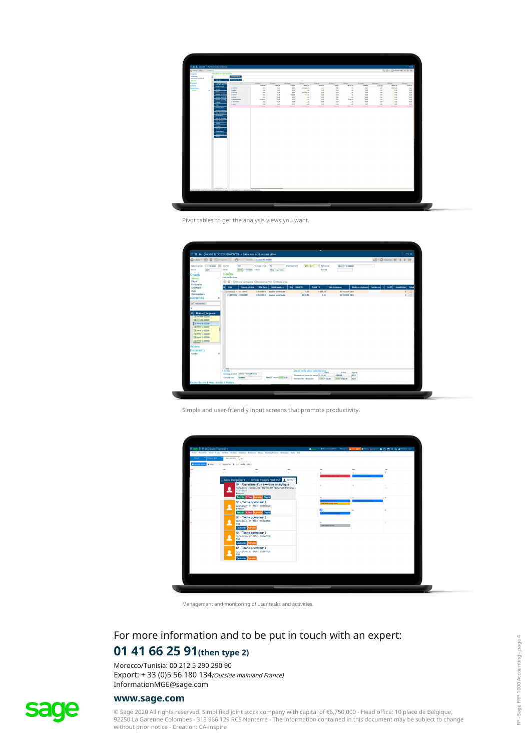Pivot tables to get the analysis views you want.

Simple and user-friendly input screens that promote productivity.

Management and monitoring of user tasks and activities.

## For more information and to be put in touch with an expert:

## **01 41 66 25 91** (then type 2)

Morocco/Tunisia: 00 212 5 290 290 90

Export: + 33 (0)5 56 180 134 *(Outside mainland France)*

InformationMGE@sage.com

**www.sage.com**

© Sage 2020 All rights reserved. Simplified joint stock company with capital of €6,750,000 - Head office: 10 place de Belgique, 92250 La Garenne Colombes - 313 966 129 RCS Nanterre - The information contained in this document may be subject to change without prior notice - Creation: CA-inspire